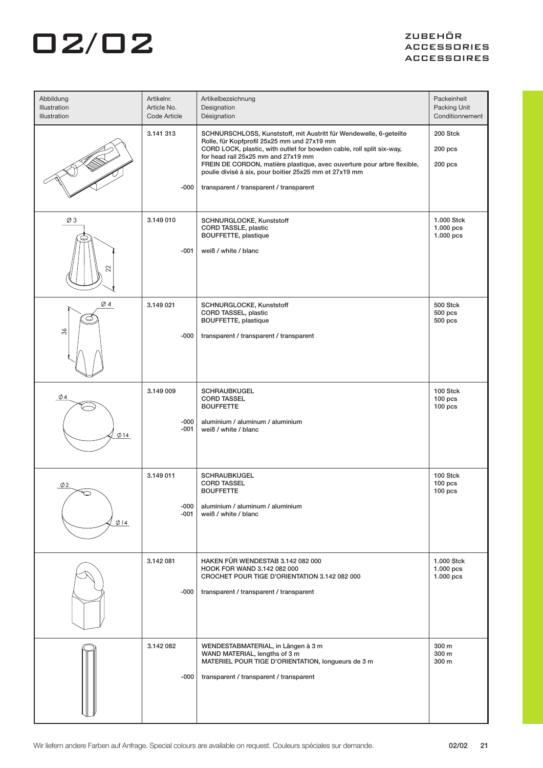# 02/02

ZUBEHÖR
ACCESSORIES
ACCESSOIRES

| Abbildung<br>Illustration<br>Illustration | Artikelnr.<br>Article No.<br>Code Article | Artikelbezeichnung<br>Designation<br>Désignation | Packeinheit<br>Packing Unit<br>Conditionnement |
|---|---|---|---|
| | 3.141 313<br><br>-000 | SCHNURSCHLOSS, Kunststoff, mit Austritt für Wendewelle, 6-geteilte Rolle, für Kopfprofil 25x25 mm und 27x19 mm<br>CORD LOCK, plastic, with outlet for bowden cable, roll split six-way, for head rail 25x25 mm and 27x19 mm<br>FREIN DE CORDON, matière plastique, avec ouverture pour arbre flexible, poulie divisé à six, pour boitier 25x25 mm et 27x19 mm<br><br>transparent / transparent / transparent | 200 Stck<br>200 pcs<br>200 pcs |
| Ø 3, 22 | 3.149 010<br><br>-001 | SCHNURGLOCKE, Kunststoff<br>CORD TASSLE, plastic<br>BOUFFETTE, plastique<br><br>weiß / white / blanc | 1.000 Stck<br>1.000 pcs<br>1.000 pcs |
| Ø 4, 36 | 3.149 021<br><br>-000 | SCHNURGLOCKE, Kunststoff<br>CORD TASSEL, plastic<br>BOUFFETTE, plastique<br><br>transparent / transparent / transparent | 500 Stck<br>500 pcs<br>500 pcs |
| Ø 4, Ø 14 | 3.149 009<br><br>-000<br>-001 | SCHRAUBKUGEL<br>CORD TASSEL<br>BOUFFETTE<br><br>aluminium / aluminum / aluminium<br>weiß / white / blanc | 100 Stck<br>100 pcs<br>100 pcs |
| Ø 2, Ø 14 | 3.149 011<br><br>-000<br>-001 | SCHRAUBKUGEL<br>CORD TASSEL<br>BOUFFETTE<br><br>aluminium / aluminum / aluminium<br>weiß / white / blanc | 100 Stck<br>100 pcs<br>100 pcs |
| | 3.142 081<br><br>-000 | HAKEN FÜR WENDESTAB 3.142 082 000<br>HOOK FOR WAND 3.142 082 000<br>CROCHET POUR TIGE D'ORIENTATION 3.142 082 000<br><br>transparent / transparent / transparent | 1.000 Stck<br>1.000 pcs<br>1.000 pcs |
| | 3.142 082<br><br>-000 | WENDESTABMATERIAL, in Längen à 3 m<br>WAND MATERIAL, lengths of 3 m<br>MATERIEL POUR TIGE D'ORIENTATION, longueurs de 3 m<br><br>transparent / transparent / transparent | 300 m<br>300 m<br>300 m |

Wir liefern andere Farben auf Anfrage. Special colours are available on request. Couleurs spéciales sur demande.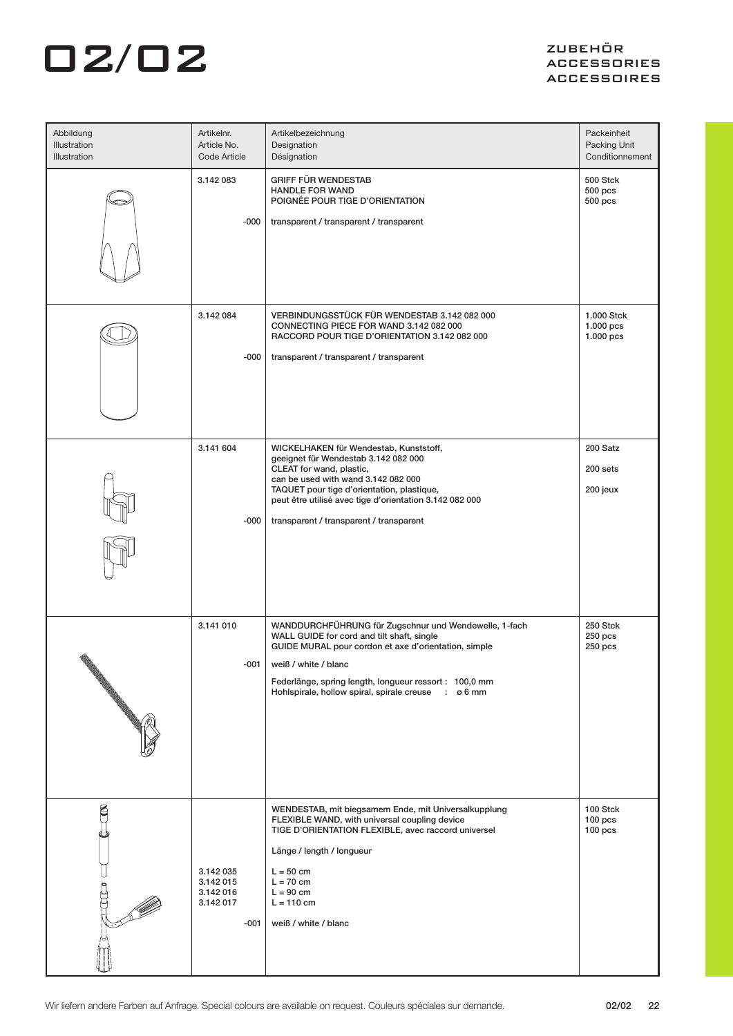# 02/02

ZUBEHÖR
ACCESSORIES
ACCESSOIRES

| Abbildung<br>Illustration<br>Illustration | Artikelnr.<br>Article No.<br>Code Article | Artikelbezeichnung<br>Designation<br>Désignation | Packeinheit<br>Packing Unit<br>Conditionnement |
|---|---|---|---|
| | 3.142 083<br><br>-000 | GRIFF FÜR WENDESTAB<br>HANDLE FOR WAND<br>POIGNÉE POUR TIGE D'ORIENTATION<br><br>transparent / transparent / transparent | 500 Stck<br>500 pcs<br>500 pcs |
| | 3.142 084<br><br>-000 | VERBINDUNGSSTÜCK FÜR WENDESTAB 3.142 082 000<br>CONNECTING PIECE FOR WAND 3.142 082 000<br>RACCORD POUR TIGE D'ORIENTATION 3.142 082 000<br><br>transparent / transparent / transparent | 1.000 Stck<br>1.000 pcs<br>1.000 pcs |
| | 3.141 604<br><br>-000 | WICKELHAKEN für Wendestab, Kunststoff,<br>geeignet für Wendestab 3.142 082 000<br>CLEAT for wand, plastic,<br>can be used with wand 3.142 082 000<br>TAQUET pour tige d'orientation, plastique,<br>peut être utilisé avec tige d'orientation 3.142 082 000<br><br>transparent / transparent / transparent | 200 Satz<br><br>200 sets<br><br>200 jeux |
| | 3.141 010<br><br>-001 | WANDDURCHFÜHRUNG für Zugschnur und Wendewelle, 1-fach<br>WALL GUIDE for cord and tilt shaft, single<br>GUIDE MURAL pour cordon et axe d'orientation, simple<br><br>weiß / white / blanc<br><br>Federlänge, spring length, longueur ressort : 100,0 mm<br>Hohlspirale, hollow spiral, spirale creuse : ø 6 mm | 250 Stck<br>250 pcs<br>250 pcs |
| | <br><br><br><br>3.142 035<br>3.142 015<br>3.142 016<br>3.142 017<br><br>-001 | WENDESTAB, mit biegsamem Ende, mit Universalkupplung<br>FLEXIBLE WAND, with universal coupling device<br>TIGE D'ORIENTATION FLEXIBLE, avec raccord universel<br><br>Länge / length / longueur<br><br>L = 50 cm<br>L = 70 cm<br>L = 90 cm<br>L = 110 cm<br><br>weiß / white / blanc | 100 Stck<br>100 pcs<br>100 pcs |

Wir liefern andere Farben auf Anfrage. Special colours are available on request. Couleurs spéciales sur demande.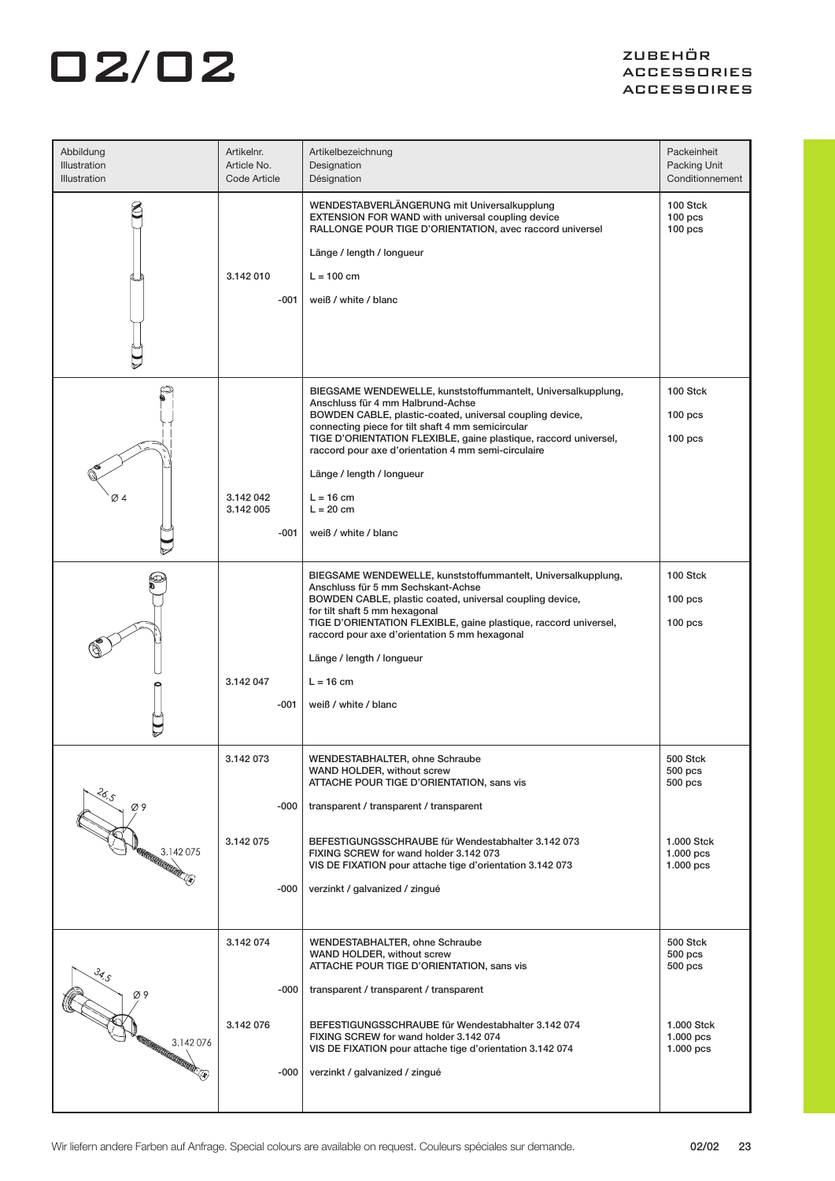# 02/02

ZUBEHÖR
ACCESSORIES
ACCESSOIRES

| Abbildung<br>Illustration<br>Illustration | Artikelnr.<br>Article No.<br>Code Article | Artikelbezeichnung<br>Designation<br>Désignation | Packeinheit<br>Packing Unit<br>Conditionnement |
|---|---|---|---|
| | | WENDESTABVERLÄNGERUNG mit Universalkupplung<br>EXTENSION FOR WAND with universal coupling device<br>RALLONGE POUR TIGE D'ORIENTATION, avec raccord universel | 100 Stck<br>100 pcs<br>100 pcs |
| | | Länge / length / longueur | |
| | 3.142 010 | L = 100 cm | |
| | -001 | weiß / white / blanc | |
| Ø 4 | | BIEGSAME WENDEWELLE, kunststoffummantelt, Universalkupplung, Anschluss für 4 mm Halbrund-Achse | 100 Stck |
| | | BOWDEN CABLE, plastic-coated, universal coupling device, connecting piece for tilt shaft 4 mm semicircular | 100 pcs |
| | | TIGE D'ORIENTATION FLEXIBLE, gaine plastique, raccord universel, raccord pour axe d'orientation 4 mm semi-circulaire | 100 pcs |
| | | Länge / length / longueur | |
| | 3.142 042<br>3.142 005 | L = 16 cm<br>L = 20 cm | |
| | -001 | weiß / white / blanc | |
| | | BIEGSAME WENDEWELLE, kunststoffummantelt, Universalkupplung, Anschluss für 5 mm Sechskant-Achse | 100 Stck |
| | | BOWDEN CABLE, plastic coated, universal coupling device, for tilt shaft 5 mm hexagonal | 100 pcs |
| | | TIGE D'ORIENTATION FLEXIBLE, gaine plastique, raccord universel, raccord pour axe d'orientation 5 mm hexagonal | 100 pcs |
| | | Länge / length / longueur | |
| | 3.142 047 | L = 16 cm | |
| | -001 | weiß / white / blanc | |
| 26,5<br>Ø 9<br>3.142 075 | 3.142 073 | WENDESTABHALTER, ohne Schraube<br>WAND HOLDER, without screw<br>ATTACHE POUR TIGE D'ORIENTATION, sans vis | 500 Stck<br>500 pcs<br>500 pcs |
| | -000 | transparent / transparent / transparent | |
| | 3.142 075 | BEFESTIGUNGSSCHRAUBE für Wendestabhalter 3.142 073<br>FIXING SCREW for wand holder 3.142 073<br>VIS DE FIXATION pour attache tige d'orientation 3.142 073 | 1.000 Stck<br>1.000 pcs<br>1.000 pcs |
| | -000 | verzinkt / galvanized / zingué | |
| 34,5<br>Ø 9<br>3.142 076 | 3.142 074 | WENDESTABHALTER, ohne Schraube<br>WAND HOLDER, without screw<br>ATTACHE POUR TIGE D'ORIENTATION, sans vis | 500 Stck<br>500 pcs<br>500 pcs |
| | -000 | transparent / transparent / transparent | |
| | 3.142 076 | BEFESTIGUNGSSCHRAUBE für Wendestabhalter 3.142 074<br>FIXING SCREW for wand holder 3.142 074<br>VIS DE FIXATION pour attache tige d'orientation 3.142 074 | 1.000 Stck<br>1.000 pcs<br>1.000 pcs |
| | -000 | verzinkt / galvanized / zingué | |

Wir liefern andere Farben auf Anfrage. Special colours are available on request. Couleurs spéciales sur demande.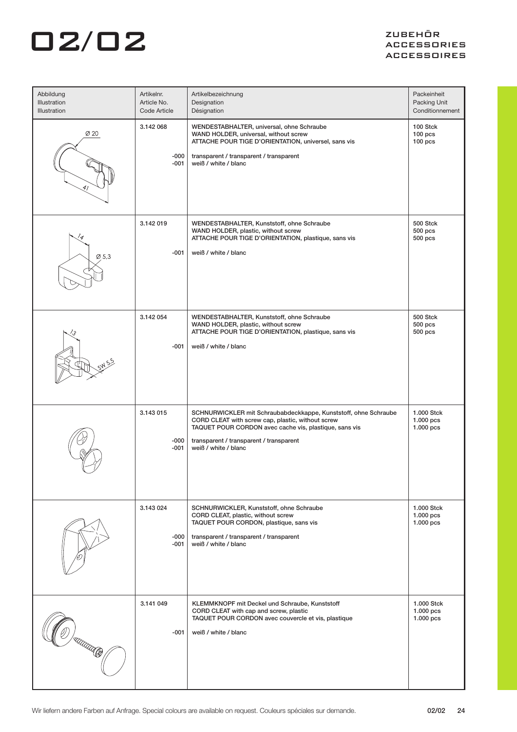# 02/02

ZUBEHÖR
ACCESSORIES
ACCESSOIRES

| Abbildung<br>Illustration<br>Illustration | Artikelnr.<br>Article No.<br>Code Article | Artikelbezeichnung<br>Designation<br>Désignation | Packeinheit<br>Packing Unit<br>Conditionnement |
|---|---|---|---|
| Ø 20<br>41 | 3.142 068<br><br>-000<br>-001 | WENDESTABHALTER, universal, ohne Schraube<br>WAND HOLDER, universal, without screw<br>ATTACHE POUR TIGE D'ORIENTATION, universel, sans vis<br><br>transparent / transparent / transparent<br>weiß / white / blanc | 100 Stck<br>100 pcs<br>100 pcs |
| 14<br>Ø 5,3 | 3.142 019<br><br>-001 | WENDESTABHALTER, Kunststoff, ohne Schraube<br>WAND HOLDER, plastic, without screw<br>ATTACHE POUR TIGE D'ORIENTATION, plastique, sans vis<br><br>weiß / white / blanc | 500 Stck<br>500 pcs<br>500 pcs |
| 13<br>SW 5,5 | 3.142 054<br><br>-001 | WENDESTABHALTER, Kunststoff, ohne Schraube<br>WAND HOLDER, plastic, without screw<br>ATTACHE POUR TIGE D'ORIENTATION, plastique, sans vis<br><br>weiß / white / blanc | 500 Stck<br>500 pcs<br>500 pcs |
| | 3.143 015<br><br>-000<br>-001 | SCHNURWICKLER mit Schraubabdeckkappe, Kunststoff, ohne Schraube<br>CORD CLEAT with screw cap, plastic, without screw<br>TAQUET POUR CORDON avec cache vis, plastique, sans vis<br><br>transparent / transparent / transparent<br>weiß / white / blanc | 1.000 Stck<br>1.000 pcs<br>1.000 pcs |
| | 3.143 024<br><br>-000<br>-001 | SCHNURWICKLER, Kunststoff, ohne Schraube<br>CORD CLEAT, plastic, without screw<br>TAQUET POUR CORDON, plastique, sans vis<br><br>transparent / transparent / transparent<br>weiß / white / blanc | 1.000 Stck<br>1.000 pcs<br>1.000 pcs |
| | 3.141 049<br><br>-001 | KLEMMKNOPF mit Deckel und Schraube, Kunststoff<br>CORD CLEAT with cap and screw, plastic<br>TAQUET POUR CORDON avec couvercle et vis, plastique<br><br>weiß / white / blanc | 1.000 Stck<br>1.000 pcs<br>1.000 pcs |

Wir liefern andere Farben auf Anfrage. Special colours are available on request. Couleurs spéciales sur demande.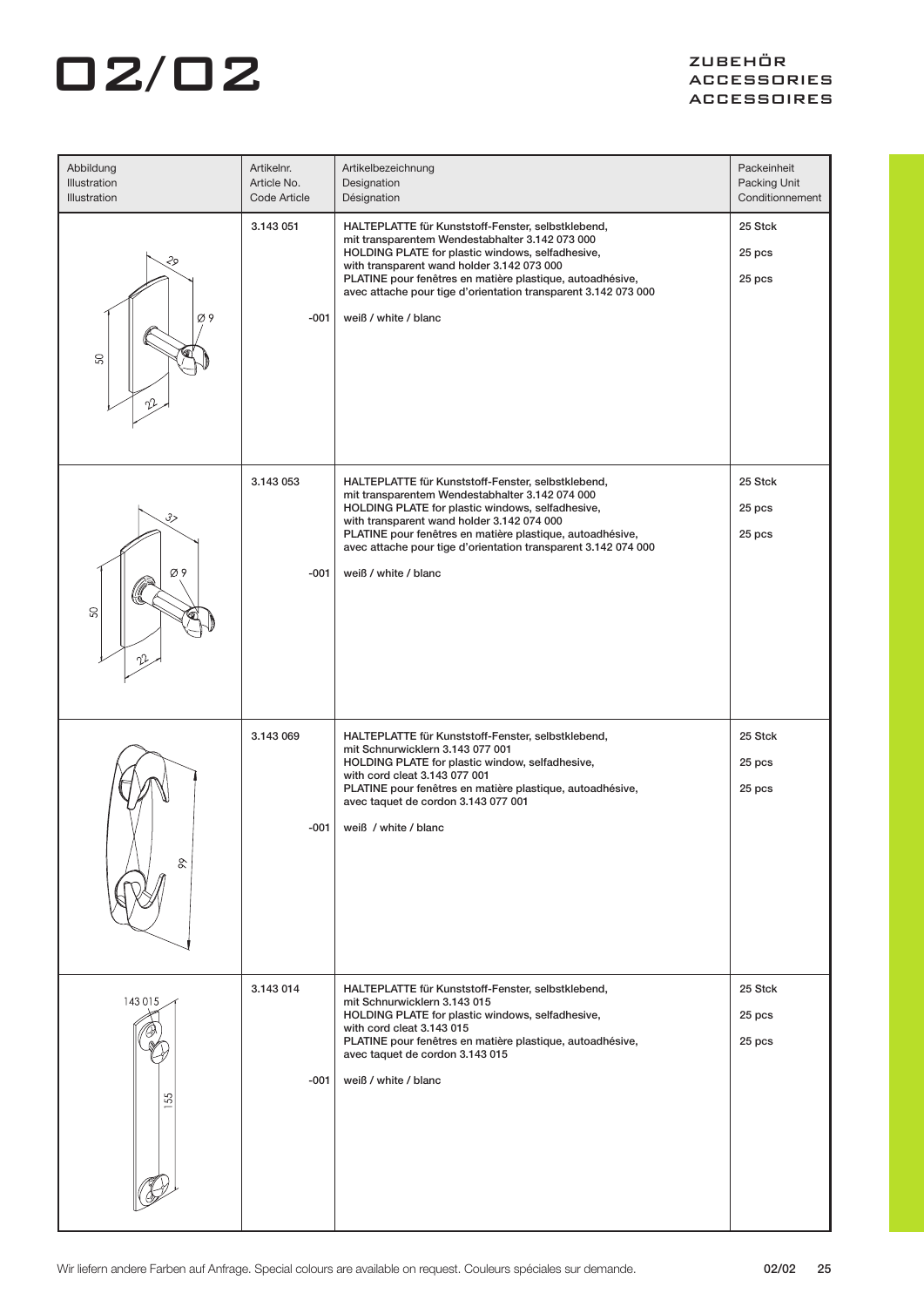# 02/02

ZUBEHÖR
ACCESSORIES
ACCESSOIRES

| Abbildung<br>Illustration<br>Illustration | Artikelnr.<br>Article No.<br>Code Article | Artikelbezeichnung<br>Designation<br>Désignation | Packeinheit<br>Packing Unit<br>Conditionnement |
|---|---|---|---|
| 29<br>Ø 9<br>50<br>22 | 3.143 051<br><br>-001 | HALTEPLATTE für Kunststoff-Fenster, selbstklebend, mit transparentem Wendestabhalter 3.142 073 000<br>HOLDING PLATE for plastic windows, selfadhesive, with transparent wand holder 3.142 073 000<br>PLATINE pour fenêtres en matière plastique, autoadhésive, avec attache pour tige d'orientation transparent 3.142 073 000<br><br>weiß / white / blanc | 25 Stck<br>25 pcs<br>25 pcs |
| 37<br>Ø 9<br>50<br>22 | 3.143 053<br><br>-001 | HALTEPLATTE für Kunststoff-Fenster, selbstklebend, mit transparentem Wendestabhalter 3.142 074 000<br>HOLDING PLATE for plastic windows, selfadhesive, with transparent wand holder 3.142 074 000<br>PLATINE pour fenêtres en matière plastique, autoadhésive, avec attache pour tige d'orientation transparent 3.142 074 000<br><br>weiß / white / blanc | 25 Stck<br>25 pcs<br>25 pcs |
| 99 | 3.143 069<br><br>-001 | HALTEPLATTE für Kunststoff-Fenster, selbstklebend, mit Schnurwicklern 3.143 077 001<br>HOLDING PLATE for plastic window, selfadhesive, with cord cleat 3.143 077 001<br>PLATINE pour fenêtres en matière plastique, autoadhésive, avec taquet de cordon 3.143 077 001<br><br>weiß / white / blanc | 25 Stck<br>25 pcs<br>25 pcs |
| 143 015<br>155 | 3.143 014<br><br>-001 | HALTEPLATTE für Kunststoff-Fenster, selbstklebend, mit Schnurwicklern 3.143 015<br>HOLDING PLATE for plastic windows, selfadhesive, with cord cleat 3.143 015<br>PLATINE pour fenêtres en matière plastique, autoadhésive, avec taquet de cordon 3.143 015<br><br>weiß / white / blanc | 25 Stck<br>25 pcs<br>25 pcs |

Wir liefern andere Farben auf Anfrage. Special colours are available on request. Couleurs spéciales sur demande.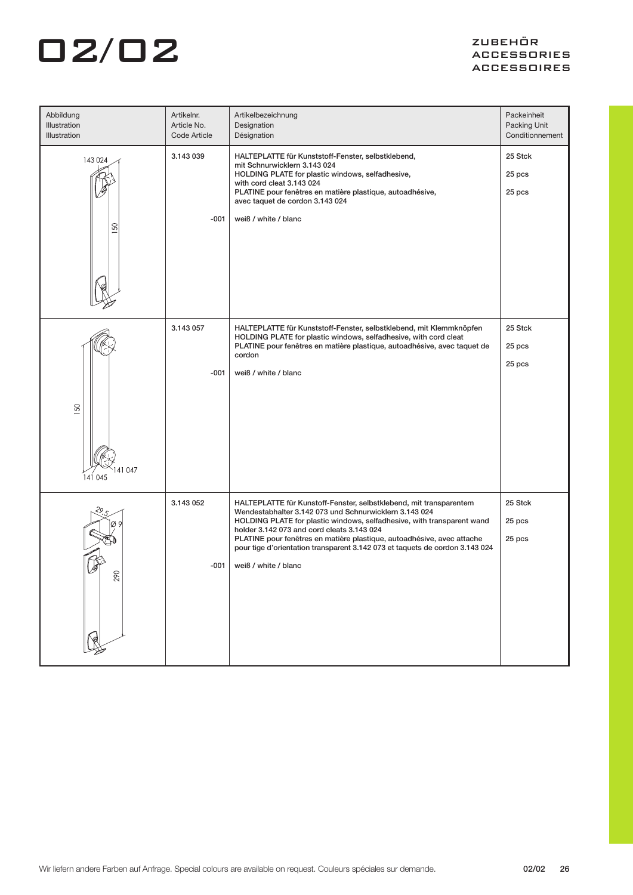# 02/02

ZUBEHÖR
ACCESSORIES
ACCESSOIRES

| Abbildung<br>Illustration<br>Illustration | Artikelnr.<br>Article No.<br>Code Article | Artikelbezeichnung<br>Designation<br>Désignation | Packeinheit<br>Packing Unit<br>Conditionnement |
|---|---|---|---|
| 143 024<br>150 | 3.143 039<br><br>-001 | HALTEPLATTE für Kunststoff-Fenster, selbstklebend, mit Schnurwicklern 3.143 024<br>HOLDING PLATE for plastic windows, selfadhesive, with cord cleat 3.143 024<br>PLATINE pour fenêtres en matière plastique, autoadhésive, avec taquet de cordon 3.143 024<br><br>weiß / white / blanc | 25 Stck<br>25 pcs<br>25 pcs |
| 150<br>141 047<br>141 045 | 3.143 057<br><br>-001 | HALTEPLATTE für Kunststoff-Fenster, selbstklebend, mit Klemmknöpfen<br>HOLDING PLATE for plastic windows, selfadhesive, with cord cleat<br>PLATINE pour fenêtres en matière plastique, autoadhésive, avec taquet de cordon<br><br>weiß / white / blanc | 25 Stck<br>25 pcs<br>25 pcs |
| 29,5<br>Ø 9<br>290 | 3.143 052<br><br>-001 | HALTEPLATTE für Kunstoff-Fenster, selbstklebend, mit transparentem Wendestabhalter 3.142 073 und Schnurwicklern 3.143 024<br>HOLDING PLATE for plastic windows, selfadhesive, with transparent wand holder 3.142 073 and cord cleats 3.143 024<br>PLATINE pour fenêtres en matière plastique, autoadhésive, avec attache pour tige d'orientation transparent 3.142 073 et taquets de cordon 3.143 024<br><br>weiß / white / blanc | 25 Stck<br>25 pcs<br>25 pcs |

Wir liefern andere Farben auf Anfrage. Special colours are available on request. Couleurs spéciales sur demande.